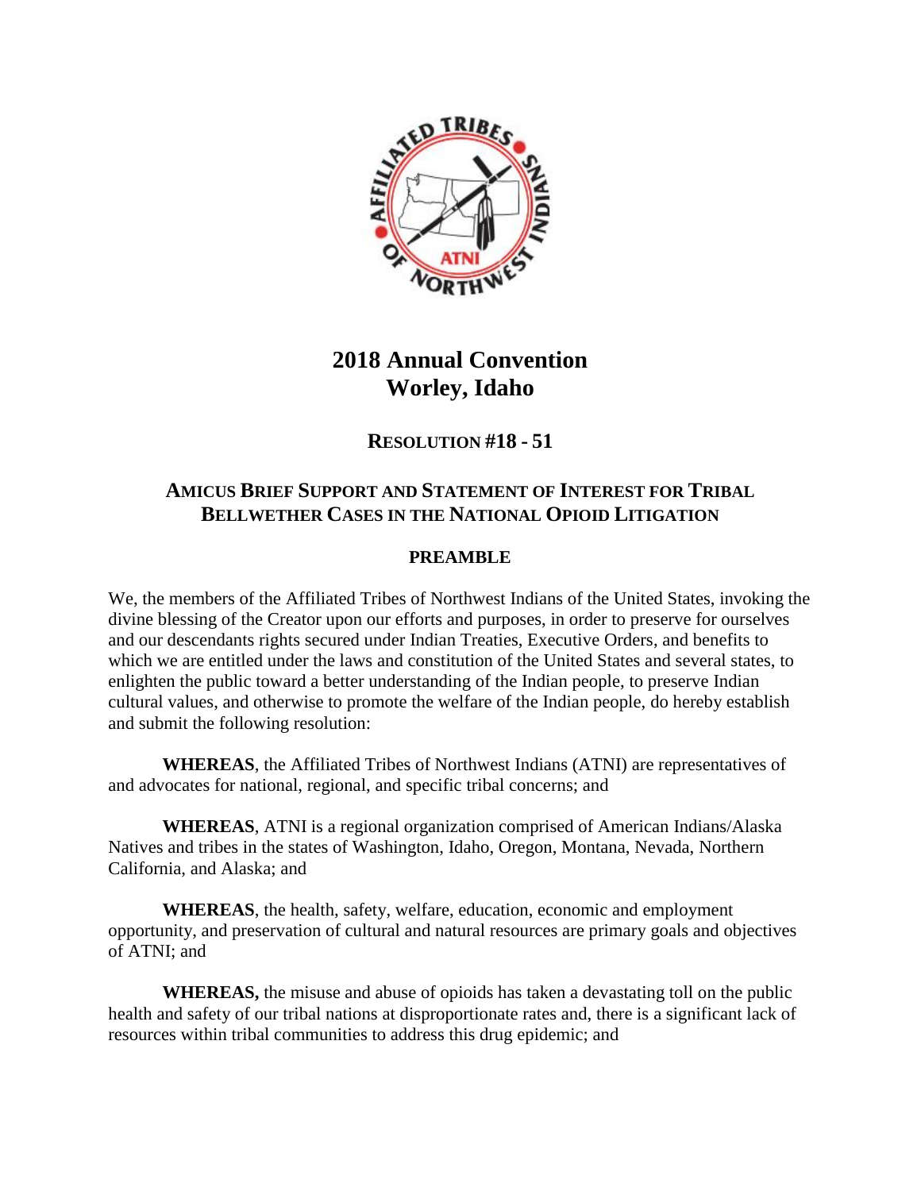# 2018 Annual Convention
# Worley, Idaho

## RESOLUTION #18 - 51

### AMICUS BRIEF SUPPORT AND STATEMENT OF INTEREST FOR TRIBAL BELLWETHER CASES IN THE NATIONAL OPIOID LITIGATION

#### PREAMBLE

We, the members of the Affiliated Tribes of Northwest Indians of the United States, invoking the divine blessing of the Creator upon our efforts and purposes, in order to preserve for ourselves and our descendants rights secured under Indian Treaties, Executive Orders, and benefits to which we are entitled under the laws and constitution of the United States and several states, to enlighten the public toward a better understanding of the Indian people, to preserve Indian cultural values, and otherwise to promote the welfare of the Indian people, do hereby establish and submit the following resolution:

**WHEREAS**, the Affiliated Tribes of Northwest Indians (ATNI) are representatives of and advocates for national, regional, and specific tribal concerns; and

**WHEREAS**, ATNI is a regional organization comprised of American Indians/Alaska Natives and tribes in the states of Washington, Idaho, Oregon, Montana, Nevada, Northern California, and Alaska; and

**WHEREAS**, the health, safety, welfare, education, economic and employment opportunity, and preservation of cultural and natural resources are primary goals and objectives of ATNI; and

**WHEREAS,** the misuse and abuse of opioids has taken a devastating toll on the public health and safety of our tribal nations at disproportionate rates and, there is a significant lack of resources within tribal communities to address this drug epidemic; and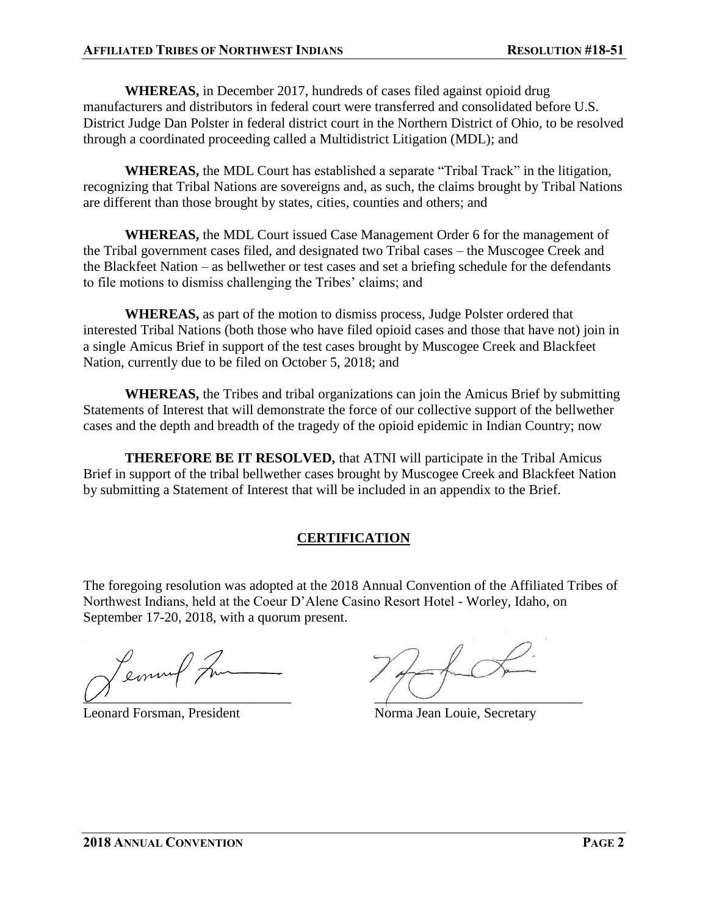**WHEREAS,** in December 2017, hundreds of cases filed against opioid drug manufacturers and distributors in federal court were transferred and consolidated before U.S. District Judge Dan Polster in federal district court in the Northern District of Ohio, to be resolved through a coordinated proceeding called a Multidistrict Litigation (MDL); and

**WHEREAS,** the MDL Court has established a separate "Tribal Track" in the litigation, recognizing that Tribal Nations are sovereigns and, as such, the claims brought by Tribal Nations are different than those brought by states, cities, counties and others; and

**WHEREAS,** the MDL Court issued Case Management Order 6 for the management of the Tribal government cases filed, and designated two Tribal cases – the Muscogee Creek and the Blackfeet Nation – as bellwether or test cases and set a briefing schedule for the defendants to file motions to dismiss challenging the Tribes' claims; and

**WHEREAS,** as part of the motion to dismiss process, Judge Polster ordered that interested Tribal Nations (both those who have filed opioid cases and those that have not) join in a single Amicus Brief in support of the test cases brought by Muscogee Creek and Blackfeet Nation, currently due to be filed on October 5, 2018; and

**WHEREAS,** the Tribes and tribal organizations can join the Amicus Brief by submitting Statements of Interest that will demonstrate the force of our collective support of the bellwether cases and the depth and breadth of the tragedy of the opioid epidemic in Indian Country; now

**THEREFORE BE IT RESOLVED,** that ATNI will participate in the Tribal Amicus Brief in support of the tribal bellwether cases brought by Muscogee Creek and Blackfeet Nation by submitting a Statement of Interest that will be included in an appendix to the Brief.

## CERTIFICATION

The foregoing resolution was adopted at the 2018 Annual Convention of the Affiliated Tribes of Northwest Indians, held at the Coeur D'Alene Casino Resort Hotel - Worley, Idaho, on September 17-20, 2018, with a quorum present.

Leonard Forsman, President

Norma Jean Louie, Secretary